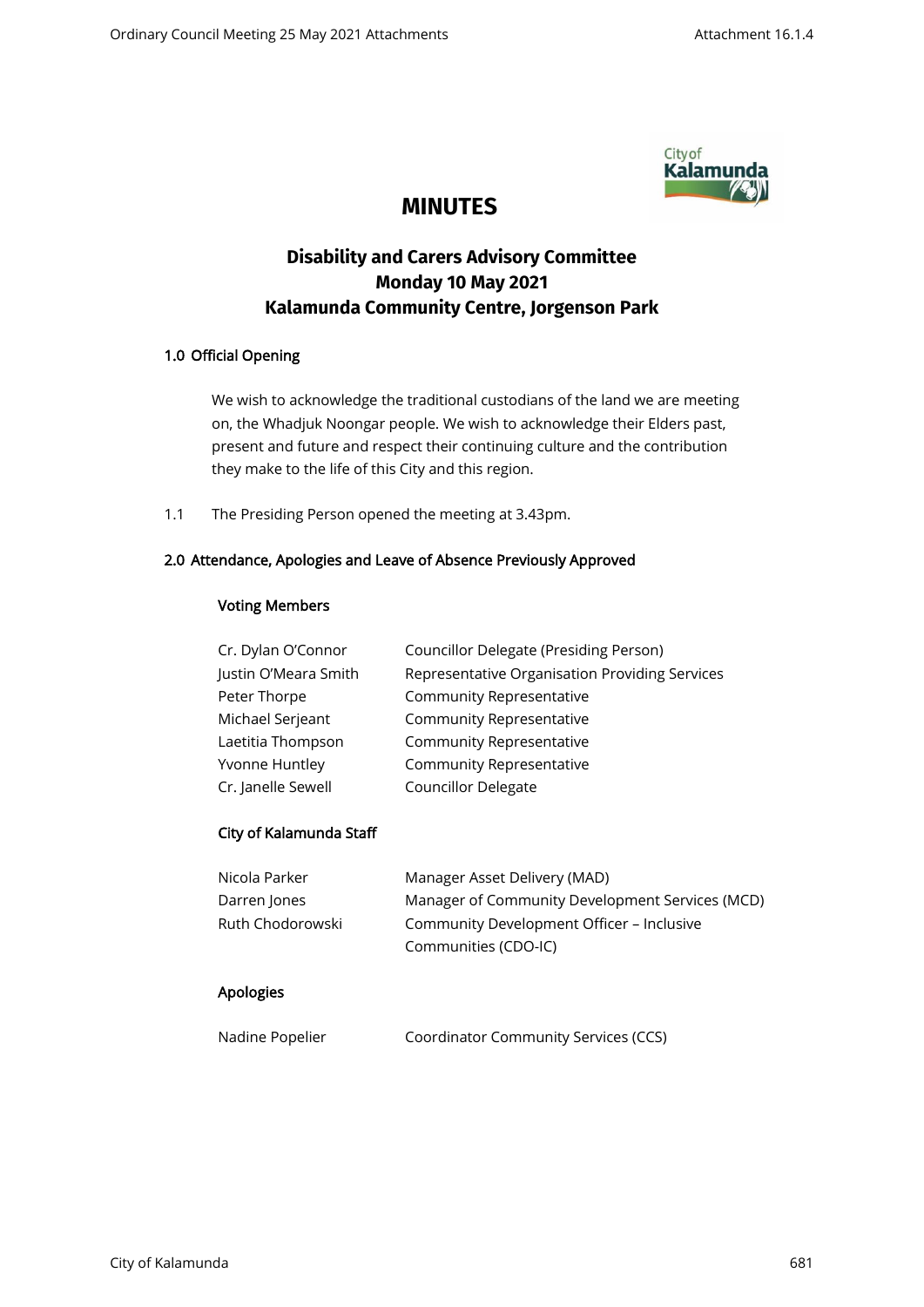# MINUTES

## Disability and Carers Advisory Committee
## Monday 10 May 2021
## Kalamunda Community Centre, Jorgenson Park

### 1.0 Official Opening

We wish to acknowledge the traditional custodians of the land we are meeting on, the Whadjuk Noongar people. We wish to acknowledge their Elders past, present and future and respect their continuing culture and the contribution they make to the life of this City and this region.

1.1 The Presiding Person opened the meeting at 3.43pm.

### 2.0 Attendance, Apologies and Leave of Absence Previously Approved

**Voting Members**

| | |
|---|---|
| Cr. Dylan O'Connor | Councillor Delegate (Presiding Person) |
| Justin O'Meara Smith | Representative Organisation Providing Services |
| Peter Thorpe | Community Representative |
| Michael Serjeant | Community Representative |
| Laetitia Thompson | Community Representative |
| Yvonne Huntley | Community Representative |
| Cr. Janelle Sewell | Councillor Delegate |

**City of Kalamunda Staff**

| | |
|---|---|
| Nicola Parker | Manager Asset Delivery (MAD) |
| Darren Jones | Manager of Community Development Services (MCD) |
| Ruth Chodorowski | Community Development Officer – Inclusive Communities (CDO-IC) |

**Apologies**

| | |
|---|---|
| Nadine Popelier | Coordinator Community Services (CCS) |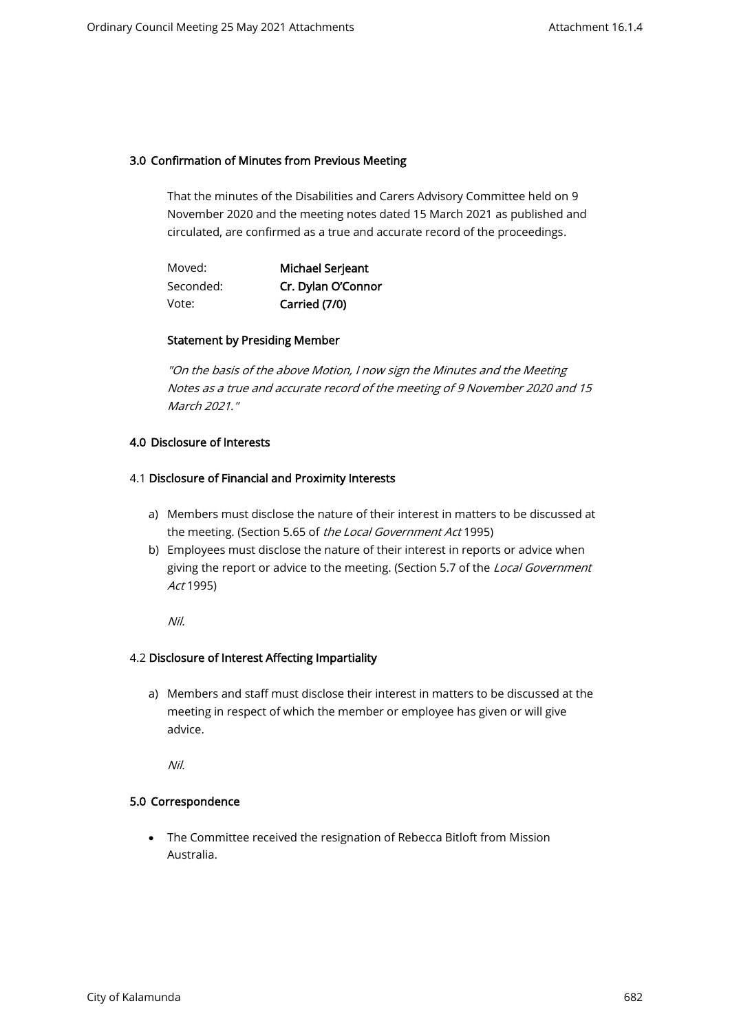## 3.0 Confirmation of Minutes from Previous Meeting

That the minutes of the Disabilities and Carers Advisory Committee held on 9 November 2020 and the meeting notes dated 15 March 2021 as published and circulated, are confirmed as a true and accurate record of the proceedings.

| | |
|---|---|
| Moved: | **Michael Serjeant** |
| Seconded: | **Cr. Dylan O'Connor** |
| Vote: | **Carried (7/0)** |

### Statement by Presiding Member

*"On the basis of the above Motion, I now sign the Minutes and the Meeting Notes as a true and accurate record of the meeting of 9 November 2020 and 15 March 2021."*

## 4.0 Disclosure of Interests

### 4.1 Disclosure of Financial and Proximity Interests

a) Members must disclose the nature of their interest in matters to be discussed at the meeting. (Section 5.65 of *the Local Government Act* 1995)

b) Employees must disclose the nature of their interest in reports or advice when giving the report or advice to the meeting. (Section 5.7 of the *Local Government Act* 1995)

*Nil.*

### 4.2 Disclosure of Interest Affecting Impartiality

a) Members and staff must disclose their interest in matters to be discussed at the meeting in respect of which the member or employee has given or will give advice.

*Nil.*

## 5.0 Correspondence

- The Committee received the resignation of Rebecca Bitloft from Mission Australia.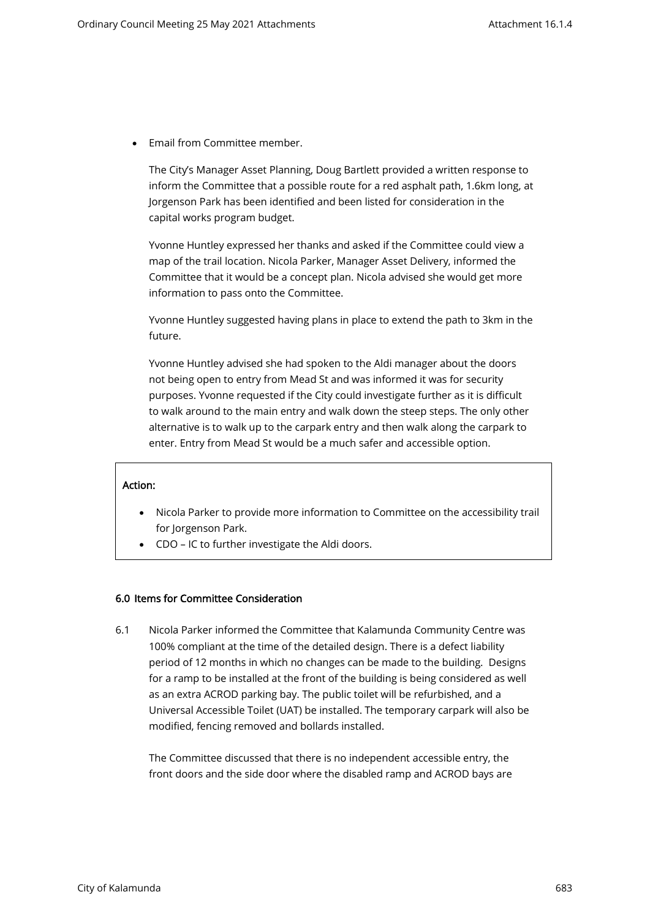- Email from Committee member.

  The City's Manager Asset Planning, Doug Bartlett provided a written response to inform the Committee that a possible route for a red asphalt path, 1.6km long, at Jorgenson Park has been identified and been listed for consideration in the capital works program budget.

  Yvonne Huntley expressed her thanks and asked if the Committee could view a map of the trail location. Nicola Parker, Manager Asset Delivery, informed the Committee that it would be a concept plan. Nicola advised she would get more information to pass onto the Committee.

  Yvonne Huntley suggested having plans in place to extend the path to 3km in the future.

  Yvonne Huntley advised she had spoken to the Aldi manager about the doors not being open to entry from Mead St and was informed it was for security purposes. Yvonne requested if the City could investigate further as it is difficult to walk around to the main entry and walk down the steep steps. The only other alternative is to walk up to the carpark entry and then walk along the carpark to enter. Entry from Mead St would be a much safer and accessible option.

**Action:**

- Nicola Parker to provide more information to Committee on the accessibility trail for Jorgenson Park.
- CDO – IC to further investigate the Aldi doors.

### 6.0 Items for Committee Consideration

6.1 Nicola Parker informed the Committee that Kalamunda Community Centre was 100% compliant at the time of the detailed design. There is a defect liability period of 12 months in which no changes can be made to the building. Designs for a ramp to be installed at the front of the building is being considered as well as an extra ACROD parking bay. The public toilet will be refurbished, and a Universal Accessible Toilet (UAT) be installed. The temporary carpark will also be modified, fencing removed and bollards installed.

The Committee discussed that there is no independent accessible entry, the front doors and the side door where the disabled ramp and ACROD bays are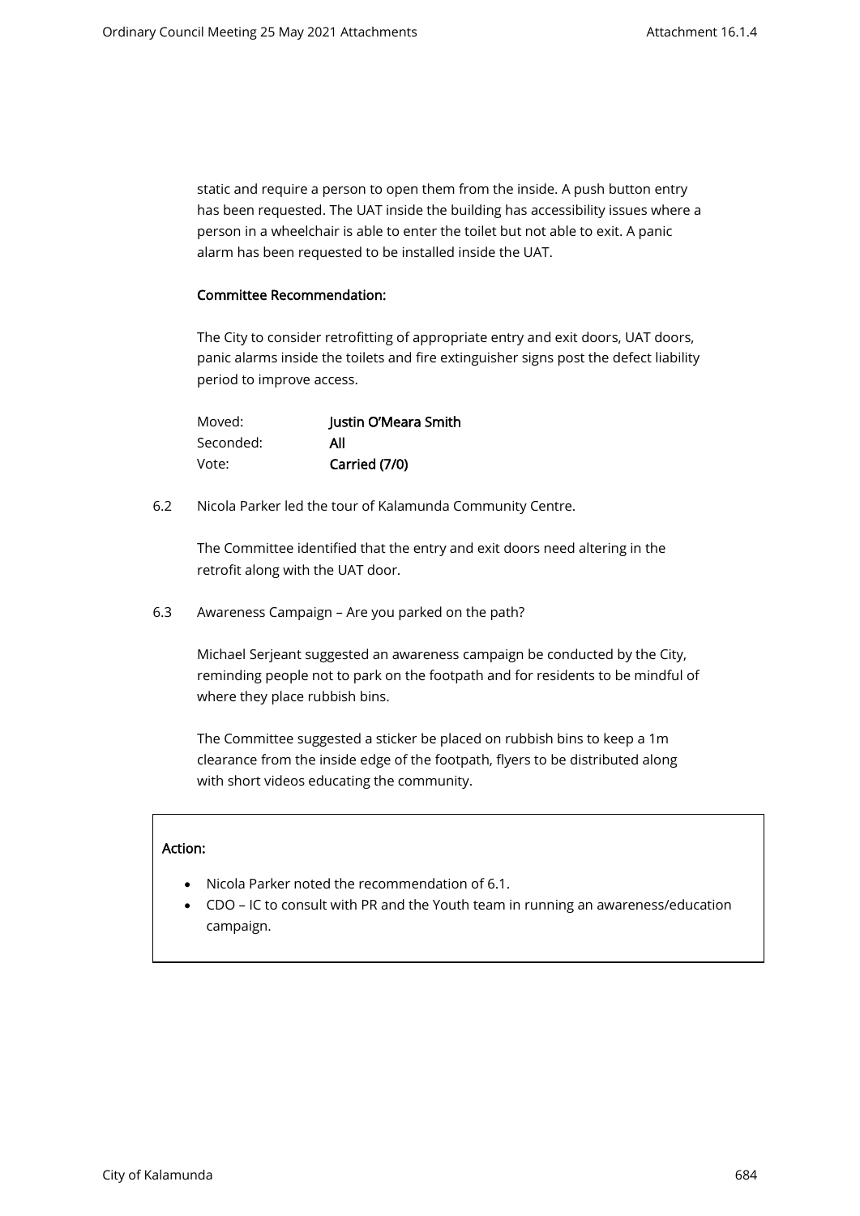static and require a person to open them from the inside. A push button entry has been requested. The UAT inside the building has accessibility issues where a person in a wheelchair is able to enter the toilet but not able to exit. A panic alarm has been requested to be installed inside the UAT.

**Committee Recommendation:**

The City to consider retrofitting of appropriate entry and exit doors, UAT doors, panic alarms inside the toilets and fire extinguisher signs post the defect liability period to improve access.

| | |
|---|---|
| Moved: | **Justin O'Meara Smith** |
| Seconded: | **All** |
| Vote: | **Carried (7/0)** |

6.2 Nicola Parker led the tour of Kalamunda Community Centre.

The Committee identified that the entry and exit doors need altering in the retrofit along with the UAT door.

6.3 Awareness Campaign – Are you parked on the path?

Michael Serjeant suggested an awareness campaign be conducted by the City, reminding people not to park on the footpath and for residents to be mindful of where they place rubbish bins.

The Committee suggested a sticker be placed on rubbish bins to keep a 1m clearance from the inside edge of the footpath, flyers to be distributed along with short videos educating the community.

**Action:**

- Nicola Parker noted the recommendation of 6.1.
- CDO – IC to consult with PR and the Youth team in running an awareness/education campaign.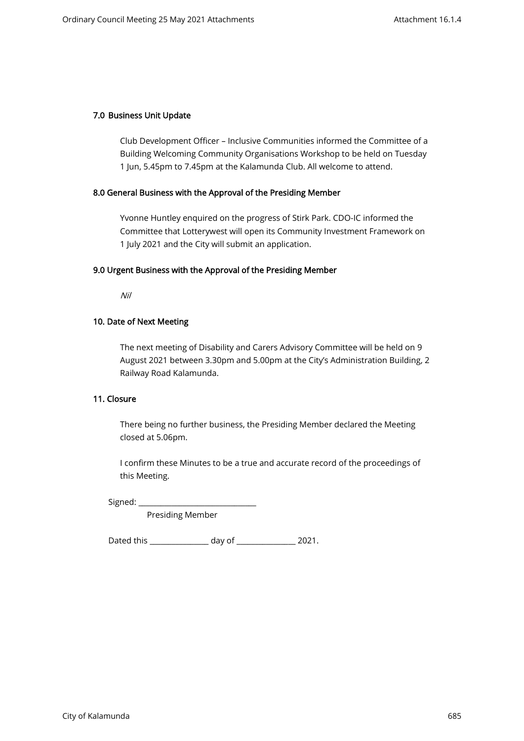## 7.0 Business Unit Update

Club Development Officer – Inclusive Communities informed the Committee of a Building Welcoming Community Organisations Workshop to be held on Tuesday 1 Jun, 5.45pm to 7.45pm at the Kalamunda Club. All welcome to attend.

## 8.0 General Business with the Approval of the Presiding Member

Yvonne Huntley enquired on the progress of Stirk Park. CDO-IC informed the Committee that Lotterywest will open its Community Investment Framework on 1 July 2021 and the City will submit an application.

## 9.0 Urgent Business with the Approval of the Presiding Member

*Nil*

## 10. Date of Next Meeting

The next meeting of Disability and Carers Advisory Committee will be held on 9 August 2021 between 3.30pm and 5.00pm at the City's Administration Building, 2 Railway Road Kalamunda.

## 11. Closure

There being no further business, the Presiding Member declared the Meeting closed at 5.06pm.

I confirm these Minutes to be a true and accurate record of the proceedings of this Meeting.

Signed: ______________________________

Presiding Member

Dated this _______________ day of _______________ 2021.